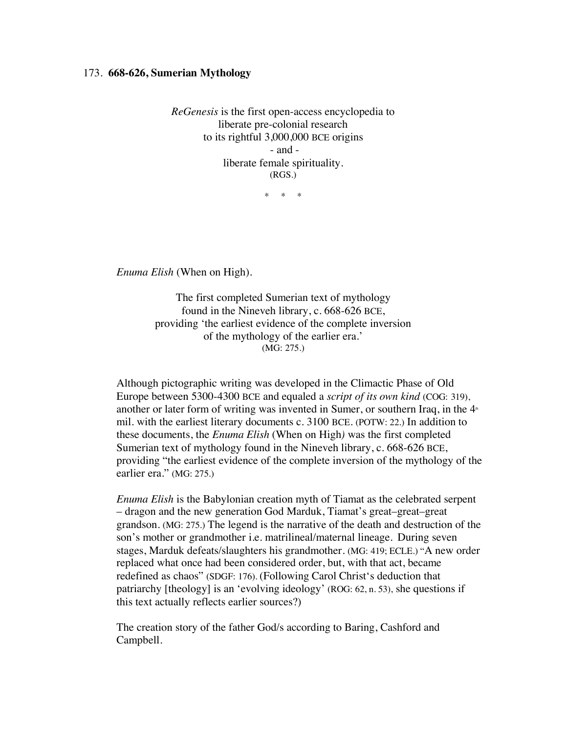173. **668-626, Sumerian Mythology**

*ReGenesis* is the first open-access encyclopedia to
liberate pre-colonial research
to its rightful 3,000,000 BCE origins
- and -
liberate female spirituality.
(RGS.)

\* \* \*

*Enuma Elish* (When on High).

The first completed Sumerian text of mythology
found in the Nineveh library, c. 668-626 BCE,
providing 'the earliest evidence of the complete inversion
of the mythology of the earlier era.'
(MG: 275.)

Although pictographic writing was developed in the Climactic Phase of Old Europe between 5300-4300 BCE and equaled a *script of its own kind* (COG: 319), another or later form of writing was invented in Sumer, or southern Iraq, in the 4th mil. with the earliest literary documents c. 3100 BCE. (POTW: 22.) In addition to these documents, the *Enuma Elish* (When on High) was the first completed Sumerian text of mythology found in the Nineveh library, c. 668-626 BCE, providing "the earliest evidence of the complete inversion of the mythology of the earlier era." (MG: 275.)

*Enuma Elish* is the Babylonian creation myth of Tiamat as the celebrated serpent – dragon and the new generation God Marduk, Tiamat's great–great–great grandson. (MG: 275.) The legend is the narrative of the death and destruction of the son's mother or grandmother i.e. matrilineal/maternal lineage. During seven stages, Marduk defeats/slaughters his grandmother. (MG: 419; ECLE.) "A new order replaced what once had been considered order, but, with that act, became redefined as chaos" (SDGF: 176). (Following Carol Christ's deduction that patriarchy [theology] is an 'evolving ideology' (ROG: 62, n. 53), she questions if this text actually reflects earlier sources?)

The creation story of the father God/s according to Baring, Cashford and Campbell.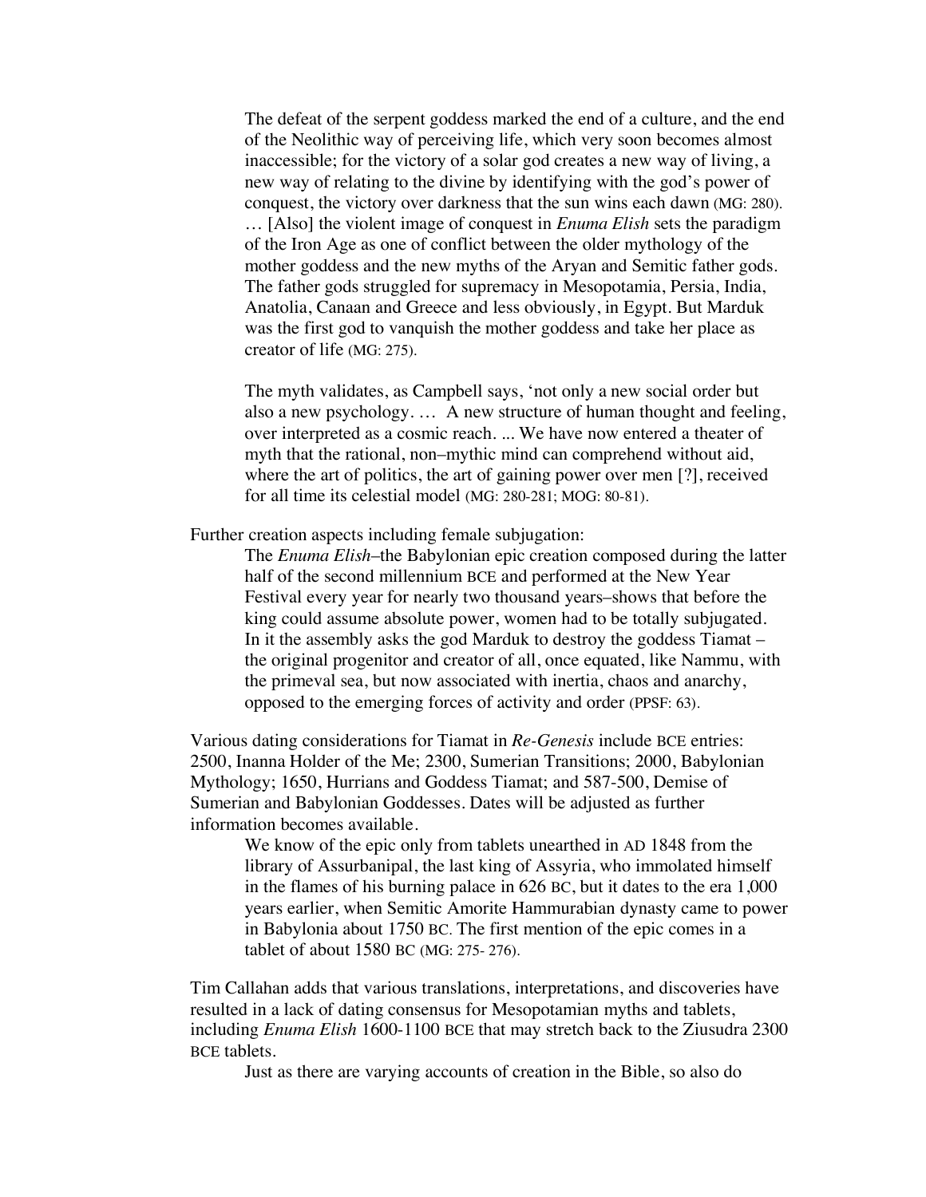> The defeat of the serpent goddess marked the end of a culture, and the end of the Neolithic way of perceiving life, which very soon becomes almost inaccessible; for the victory of a solar god creates a new way of living, a new way of relating to the divine by identifying with the god's power of conquest, the victory over darkness that the sun wins each dawn (MG: 280). … [Also] the violent image of conquest in *Enuma Elish* sets the paradigm of the Iron Age as one of conflict between the older mythology of the mother goddess and the new myths of the Aryan and Semitic father gods. The father gods struggled for supremacy in Mesopotamia, Persia, India, Anatolia, Canaan and Greece and less obviously, in Egypt. But Marduk was the first god to vanquish the mother goddess and take her place as creator of life (MG: 275).
>
> The myth validates, as Campbell says, 'not only a new social order but also a new psychology. … A new structure of human thought and feeling, over interpreted as a cosmic reach. ... We have now entered a theater of myth that the rational, non–mythic mind can comprehend without aid, where the art of politics, the art of gaining power over men [?], received for all time its celestial model (MG: 280-281; MOG: 80-81).

Further creation aspects including female subjugation:

> The *Enuma Elish*–the Babylonian epic creation composed during the latter half of the second millennium BCE and performed at the New Year Festival every year for nearly two thousand years–shows that before the king could assume absolute power, women had to be totally subjugated. In it the assembly asks the god Marduk to destroy the goddess Tiamat – the original progenitor and creator of all, once equated, like Nammu, with the primeval sea, but now associated with inertia, chaos and anarchy, opposed to the emerging forces of activity and order (PPSF: 63).

Various dating considerations for Tiamat in *Re-Genesis* include BCE entries: 2500, Inanna Holder of the Me; 2300, Sumerian Transitions; 2000, Babylonian Mythology; 1650, Hurrians and Goddess Tiamat; and 587-500, Demise of Sumerian and Babylonian Goddesses. Dates will be adjusted as further information becomes available.

> We know of the epic only from tablets unearthed in AD 1848 from the library of Assurbanipal, the last king of Assyria, who immolated himself in the flames of his burning palace in 626 BC, but it dates to the era 1,000 years earlier, when Semitic Amorite Hammurabian dynasty came to power in Babylonia about 1750 BC. The first mention of the epic comes in a tablet of about 1580 BC (MG: 275- 276).

Tim Callahan adds that various translations, interpretations, and discoveries have resulted in a lack of dating consensus for Mesopotamian myths and tablets, including *Enuma Elish* 1600-1100 BCE that may stretch back to the Ziusudra 2300 BCE tablets.

> Just as there are varying accounts of creation in the Bible, so also do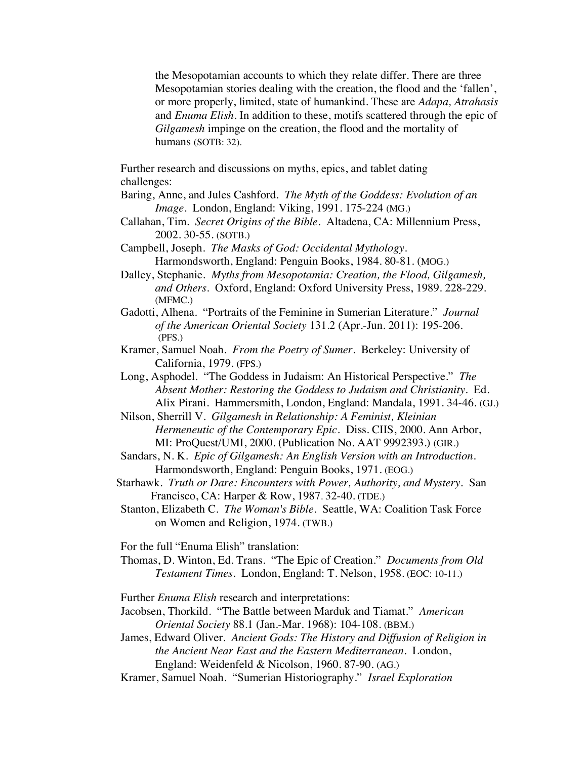> the Mesopotamian accounts to which they relate differ. There are three Mesopotamian stories dealing with the creation, the flood and the 'fallen', or more properly, limited, state of humankind. These are *Adapa, Atrahasis* and *Enuma Elish*. In addition to these, motifs scattered through the epic of *Gilgamesh* impinge on the creation, the flood and the mortality of humans (SOTB: 32).

Further research and discussions on myths, epics, and tablet dating challenges:

Baring, Anne, and Jules Cashford. *The Myth of the Goddess: Evolution of an Image*. London, England: Viking, 1991. 175-224 (MG.)

Callahan, Tim. *Secret Origins of the Bible*. Altadena, CA: Millennium Press, 2002. 30-55. (SOTB.)

Campbell, Joseph. *The Masks of God: Occidental Mythology*. Harmondsworth, England: Penguin Books, 1984. 80-81. (MOG.)

Dalley, Stephanie. *Myths from Mesopotamia: Creation, the Flood, Gilgamesh, and Others*. Oxford, England: Oxford University Press, 1989. 228-229. (MFMC.)

Gadotti, Alhena. "Portraits of the Feminine in Sumerian Literature." *Journal of the American Oriental Society* 131.2 (Apr.-Jun. 2011): 195-206. (PFS.)

Kramer, Samuel Noah. *From the Poetry of Sumer*. Berkeley: University of California, 1979. (FPS.)

Long, Asphodel. "The Goddess in Judaism: An Historical Perspective." *The Absent Mother: Restoring the Goddess to Judaism and Christianity*. Ed. Alix Pirani. Hammersmith, London, England: Mandala, 1991. 34-46. (GJ.)

Nilson, Sherrill V. *Gilgamesh in Relationship: A Feminist, Kleinian Hermeneutic of the Contemporary Epic*. Diss. CIIS, 2000. Ann Arbor, MI: ProQuest/UMI, 2000. (Publication No. AAT 9992393.) (GIR.)

Sandars, N. K. *Epic of Gilgamesh: An English Version with an Introduction*. Harmondsworth, England: Penguin Books, 1971. (EOG.)

Starhawk. *Truth or Dare: Encounters with Power, Authority, and Mystery*. San Francisco, CA: Harper & Row, 1987. 32-40. (TDE.)

Stanton, Elizabeth C. *The Woman's Bible*. Seattle, WA: Coalition Task Force on Women and Religion, 1974. (TWB.)

For the full "Enuma Elish" translation:

Thomas, D. Winton, Ed. Trans. "The Epic of Creation." *Documents from Old Testament Times*. London, England: T. Nelson, 1958. (EOC: 10-11.)

Further *Enuma Elish* research and interpretations:

Jacobsen, Thorkild. "The Battle between Marduk and Tiamat." *American Oriental Society* 88.1 (Jan.-Mar. 1968): 104-108. (BBM.)

James, Edward Oliver. *Ancient Gods: The History and Diffusion of Religion in the Ancient Near East and the Eastern Mediterranean*. London, England: Weidenfeld & Nicolson, 1960. 87-90. (AG.)

Kramer, Samuel Noah. "Sumerian Historiography." *Israel Exploration*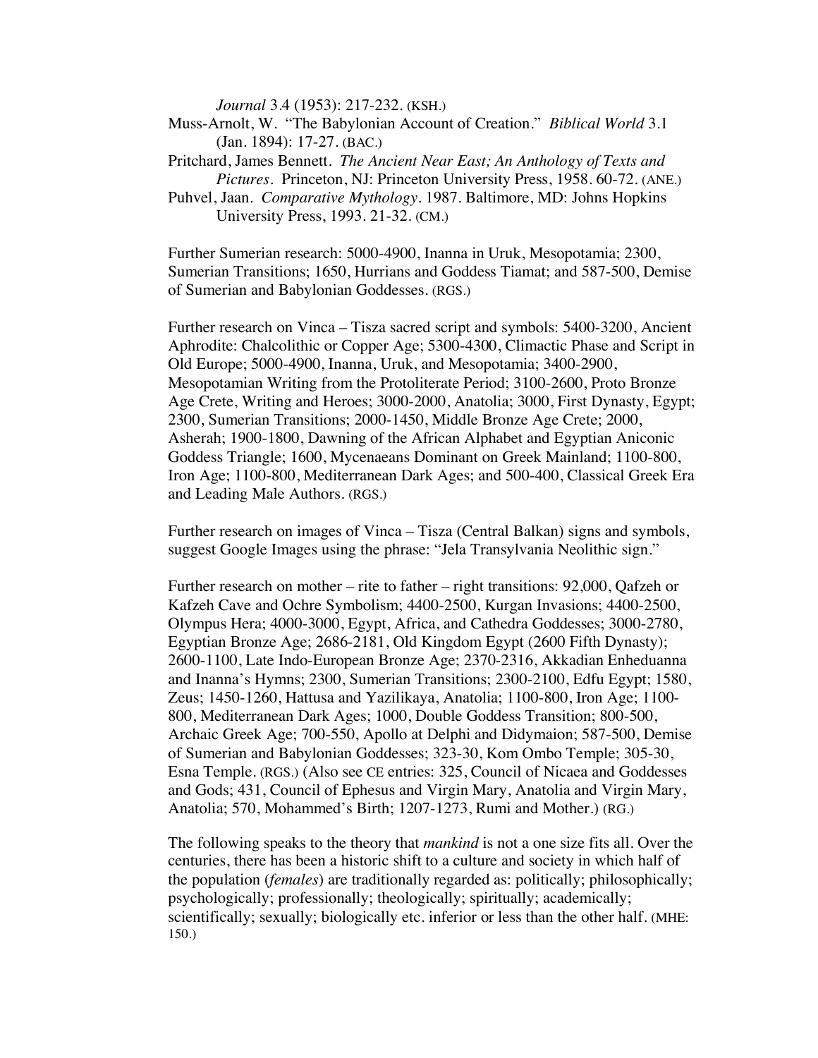*Journal* 3.4 (1953): 217-232. (KSH.)

Muss-Arnolt, W. "The Babylonian Account of Creation." *Biblical World* 3.1 (Jan. 1894): 17-27. (BAC.)

Pritchard, James Bennett. *The Ancient Near East; An Anthology of Texts and Pictures*. Princeton, NJ: Princeton University Press, 1958. 60-72. (ANE.)

Puhvel, Jaan. *Comparative Mythology*. 1987. Baltimore, MD: Johns Hopkins University Press, 1993. 21-32. (CM.)

Further Sumerian research: 5000-4900, Inanna in Uruk, Mesopotamia; 2300, Sumerian Transitions; 1650, Hurrians and Goddess Tiamat; and 587-500, Demise of Sumerian and Babylonian Goddesses. (RGS.)

Further research on Vinca – Tisza sacred script and symbols: 5400-3200, Ancient Aphrodite: Chalcolithic or Copper Age; 5300-4300, Climactic Phase and Script in Old Europe; 5000-4900, Inanna, Uruk, and Mesopotamia; 3400-2900, Mesopotamian Writing from the Protoliterate Period; 3100-2600, Proto Bronze Age Crete, Writing and Heroes; 3000-2000, Anatolia; 3000, First Dynasty, Egypt; 2300, Sumerian Transitions; 2000-1450, Middle Bronze Age Crete; 2000, Asherah; 1900-1800, Dawning of the African Alphabet and Egyptian Aniconic Goddess Triangle; 1600, Mycenaeans Dominant on Greek Mainland; 1100-800, Iron Age; 1100-800, Mediterranean Dark Ages; and 500-400, Classical Greek Era and Leading Male Authors. (RGS.)

Further research on images of Vinca – Tisza (Central Balkan) signs and symbols, suggest Google Images using the phrase: "Jela Transylvania Neolithic sign."

Further research on mother – rite to father – right transitions: 92,000, Qafzeh or Kafzeh Cave and Ochre Symbolism; 4400-2500, Kurgan Invasions; 4400-2500, Olympus Hera; 4000-3000, Egypt, Africa, and Cathedra Goddesses; 3000-2780, Egyptian Bronze Age; 2686-2181, Old Kingdom Egypt (2600 Fifth Dynasty); 2600-1100, Late Indo-European Bronze Age; 2370-2316, Akkadian Enheduanna and Inanna's Hymns; 2300, Sumerian Transitions; 2300-2100, Edfu Egypt; 1580, Zeus; 1450-1260, Hattusa and Yazilikaya, Anatolia; 1100-800, Iron Age; 1100-800, Mediterranean Dark Ages; 1000, Double Goddess Transition; 800-500, Archaic Greek Age; 700-550, Apollo at Delphi and Didymaion; 587-500, Demise of Sumerian and Babylonian Goddesses; 323-30, Kom Ombo Temple; 305-30, Esna Temple. (RGS.) (Also see CE entries: 325, Council of Nicaea and Goddesses and Gods; 431, Council of Ephesus and Virgin Mary, Anatolia and Virgin Mary, Anatolia; 570, Mohammed's Birth; 1207-1273, Rumi and Mother.) (RG.)

The following speaks to the theory that *mankind* is not a one size fits all. Over the centuries, there has been a historic shift to a culture and society in which half of the population (*females*) are traditionally regarded as: politically; philosophically; psychologically; professionally; theologically; spiritually; academically; scientifically; sexually; biologically etc. inferior or less than the other half. (MHE: 150.)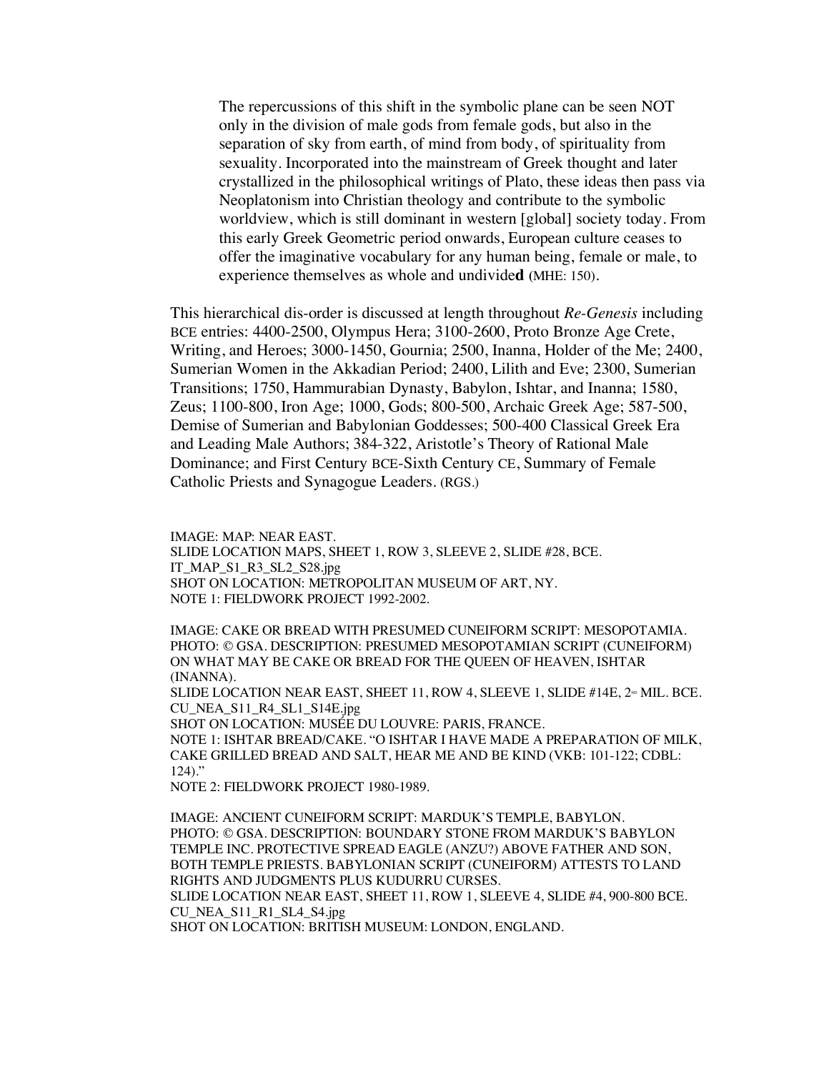> The repercussions of this shift in the symbolic plane can be seen NOT only in the division of male gods from female gods, but also in the separation of sky from earth, of mind from body, of spirituality from sexuality. Incorporated into the mainstream of Greek thought and later crystallized in the philosophical writings of Plato, these ideas then pass via Neoplatonism into Christian theology and contribute to the symbolic worldview, which is still dominant in western [global] society today. From this early Greek Geometric period onwards, European culture ceases to offer the imaginative vocabulary for any human being, female or male, to experience themselves as whole and undivide**d** (MHE: 150).

This hierarchical dis-order is discussed at length throughout *Re-Genesis* including BCE entries: 4400-2500, Olympus Hera; 3100-2600, Proto Bronze Age Crete, Writing, and Heroes; 3000-1450, Gournia; 2500, Inanna, Holder of the Me; 2400, Sumerian Women in the Akkadian Period; 2400, Lilith and Eve; 2300, Sumerian Transitions; 1750, Hammurabian Dynasty, Babylon, Ishtar, and Inanna; 1580, Zeus; 1100-800, Iron Age; 1000, Gods; 800-500, Archaic Greek Age; 587-500, Demise of Sumerian and Babylonian Goddesses; 500-400 Classical Greek Era and Leading Male Authors; 384-322, Aristotle's Theory of Rational Male Dominance; and First Century BCE-Sixth Century CE, Summary of Female Catholic Priests and Synagogue Leaders. (RGS.)

IMAGE: MAP: NEAR EAST.
SLIDE LOCATION MAPS, SHEET 1, ROW 3, SLEEVE 2, SLIDE #28, BCE.
IT_MAP_S1_R3_SL2_S28.jpg
SHOT ON LOCATION: METROPOLITAN MUSEUM OF ART, NY.
NOTE 1: FIELDWORK PROJECT 1992-2002.

IMAGE: CAKE OR BREAD WITH PRESUMED CUNEIFORM SCRIPT: MESOPOTAMIA.
PHOTO: © GSA. DESCRIPTION: PRESUMED MESOPOTAMIAN SCRIPT (CUNEIFORM) ON WHAT MAY BE CAKE OR BREAD FOR THE QUEEN OF HEAVEN, ISHTAR (INANNA).
SLIDE LOCATION NEAR EAST, SHEET 11, ROW 4, SLEEVE 1, SLIDE #14E, 2ND MIL. BCE.
CU_NEA_S11_R4_SL1_S14E.jpg
SHOT ON LOCATION: MUSÉE DU LOUVRE: PARIS, FRANCE.
NOTE 1: ISHTAR BREAD/CAKE. "O ISHTAR I HAVE MADE A PREPARATION OF MILK, CAKE GRILLED BREAD AND SALT, HEAR ME AND BE KIND (VKB: 101-122; CDBL: 124)."
NOTE 2: FIELDWORK PROJECT 1980-1989.

IMAGE: ANCIENT CUNEIFORM SCRIPT: MARDUK'S TEMPLE, BABYLON.
PHOTO: © GSA. DESCRIPTION: BOUNDARY STONE FROM MARDUK'S BABYLON TEMPLE INC. PROTECTIVE SPREAD EAGLE (ANZU?) ABOVE FATHER AND SON, BOTH TEMPLE PRIESTS. BABYLONIAN SCRIPT (CUNEIFORM) ATTESTS TO LAND RIGHTS AND JUDGMENTS PLUS KUDURRU CURSES.
SLIDE LOCATION NEAR EAST, SHEET 11, ROW 1, SLEEVE 4, SLIDE #4, 900-800 BCE.
CU_NEA_S11_R1_SL4_S4.jpg
SHOT ON LOCATION: BRITISH MUSEUM: LONDON, ENGLAND.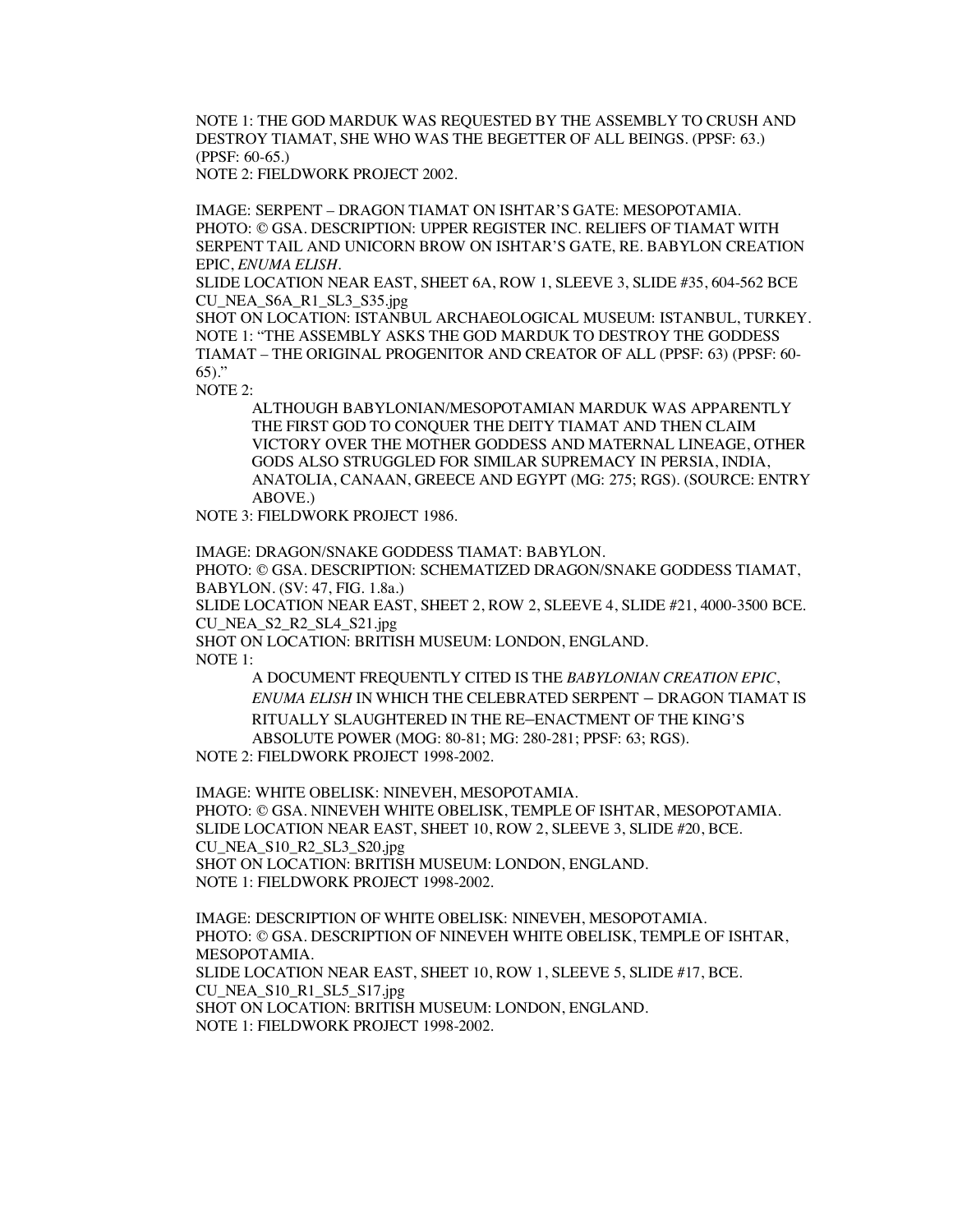NOTE 1: THE GOD MARDUK WAS REQUESTED BY THE ASSEMBLY TO CRUSH AND DESTROY TIAMAT, SHE WHO WAS THE BEGETTER OF ALL BEINGS. (PPSF: 63.) (PPSF: 60-65.)
NOTE 2: FIELDWORK PROJECT 2002.

IMAGE: SERPENT – DRAGON TIAMAT ON ISHTAR'S GATE: MESOPOTAMIA.
PHOTO: © GSA. DESCRIPTION: UPPER REGISTER INC. RELIEFS OF TIAMAT WITH SERPENT TAIL AND UNICORN BROW ON ISHTAR'S GATE, RE. BABYLON CREATION EPIC, *ENUMA ELISH*.
SLIDE LOCATION NEAR EAST, SHEET 6A, ROW 1, SLEEVE 3, SLIDE #35, 604-562 BCE
CU_NEA_S6A_R1_SL3_S35.jpg
SHOT ON LOCATION: ISTANBUL ARCHAEOLOGICAL MUSEUM: ISTANBUL, TURKEY.
NOTE 1: "THE ASSEMBLY ASKS THE GOD MARDUK TO DESTROY THE GODDESS TIAMAT – THE ORIGINAL PROGENITOR AND CREATOR OF ALL (PPSF: 63) (PPSF: 60-65)."
NOTE 2:

> ALTHOUGH BABYLONIAN/MESOPOTAMIAN MARDUK WAS APPARENTLY THE FIRST GOD TO CONQUER THE DEITY TIAMAT AND THEN CLAIM VICTORY OVER THE MOTHER GODDESS AND MATERNAL LINEAGE, OTHER GODS ALSO STRUGGLED FOR SIMILAR SUPREMACY IN PERSIA, INDIA, ANATOLIA, CANAAN, GREECE AND EGYPT (MG: 275; RGS). (SOURCE: ENTRY ABOVE.)

NOTE 3: FIELDWORK PROJECT 1986.

IMAGE: DRAGON/SNAKE GODDESS TIAMAT: BABYLON.
PHOTO: © GSA. DESCRIPTION: SCHEMATIZED DRAGON/SNAKE GODDESS TIAMAT, BABYLON. (SV: 47, FIG. 1.8a.)
SLIDE LOCATION NEAR EAST, SHEET 2, ROW 2, SLEEVE 4, SLIDE #21, 4000-3500 BCE.
CU_NEA_S2_R2_SL4_S21.jpg
SHOT ON LOCATION: BRITISH MUSEUM: LONDON, ENGLAND.
NOTE 1:

> A DOCUMENT FREQUENTLY CITED IS THE *BABYLONIAN CREATION EPIC*, *ENUMA ELISH* IN WHICH THE CELEBRATED SERPENT – DRAGON TIAMAT IS RITUALLY SLAUGHTERED IN THE RE–ENACTMENT OF THE KING'S ABSOLUTE POWER (MOG: 80-81; MG: 280-281; PPSF: 63; RGS).

NOTE 2: FIELDWORK PROJECT 1998-2002.

IMAGE: WHITE OBELISK: NINEVEH, MESOPOTAMIA.
PHOTO: © GSA. NINEVEH WHITE OBELISK, TEMPLE OF ISHTAR, MESOPOTAMIA.
SLIDE LOCATION NEAR EAST, SHEET 10, ROW 2, SLEEVE 3, SLIDE #20, BCE.
CU_NEA_S10_R2_SL3_S20.jpg
SHOT ON LOCATION: BRITISH MUSEUM: LONDON, ENGLAND.
NOTE 1: FIELDWORK PROJECT 1998-2002.

IMAGE: DESCRIPTION OF WHITE OBELISK: NINEVEH, MESOPOTAMIA.
PHOTO: © GSA. DESCRIPTION OF NINEVEH WHITE OBELISK, TEMPLE OF ISHTAR, MESOPOTAMIA.
SLIDE LOCATION NEAR EAST, SHEET 10, ROW 1, SLEEVE 5, SLIDE #17, BCE.
CU_NEA_S10_R1_SL5_S17.jpg
SHOT ON LOCATION: BRITISH MUSEUM: LONDON, ENGLAND.
NOTE 1: FIELDWORK PROJECT 1998-2002.